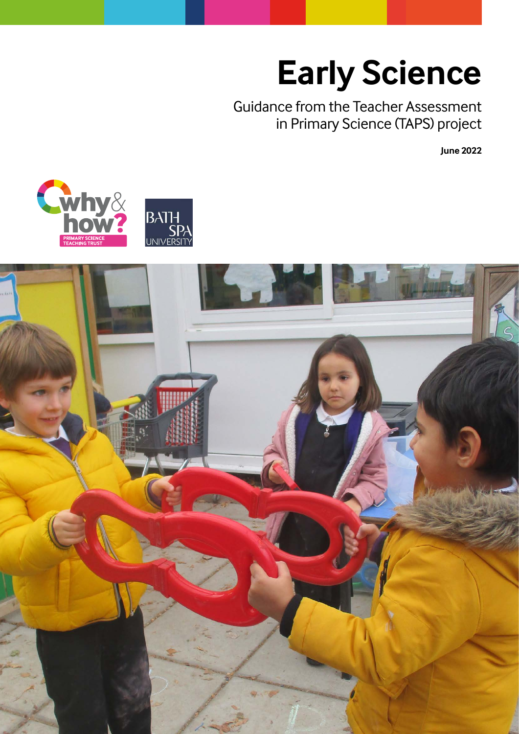# Early Science

Guidance from the Teacher Assessment in Primary Science (TAPS) project

**June 2022**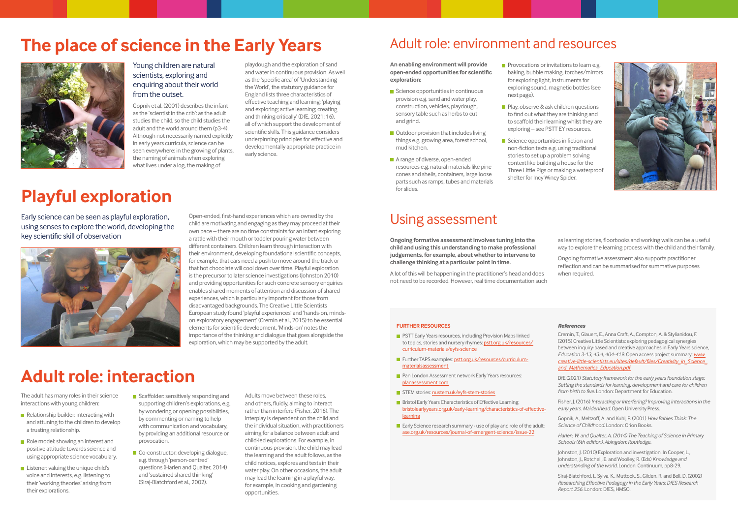# The place of science in the Early Years

Young children are natural scientists, exploring and enquiring about their world from the outset.

Gopnik et al. (2001) describes the infant as the 'scientist in the crib': as the adult studies the child, so the child studies the adult and the world around them (p3-4). Although not necessarily named explicitly in early years curricula, science can be seen everywhere: in the growing of plants, the naming of animals when exploring what lives under a log, the making of playdough and the exploration of sand and water in continuous provision. As well as the 'specific area' of 'Understanding the World', the statutory guidance for England lists three characteristics of effective teaching and learning: 'playing and exploring; active learning; creating and thinking critically' (DfE, 2021: 16), all of which support the development of scientific skills. This guidance considers underpinning principles for effective and developmentally appropriate practice in early science.

# Playful exploration

Early science can be seen as playful exploration, using senses to explore the world, developing the key scientific skill of observation

Open-ended, first-hand experiences which are owned by the child are motivating and engaging as they may proceed at their own pace – there are no time constraints for an infant exploring a rattle with their mouth or toddler pouring water between different containers. Children learn through interaction with their environment, developing foundational scientific concepts, for example, that cars need a push to move around the track or that hot chocolate will cool down over time. Playful exploration is the precursor to later science investigations (Johnston 2010) and providing opportunities for such concrete sensory enquiries enables shared moments of attention and discussion of shared experiences, which is particularly important for those from disadvantaged backgrounds. The Creative Little Scientists European study found 'playful experiences' and 'hands-on, minds-on exploratory engagement' (Cremin et al., 2015) to be essential elements for scientific development. 'Minds-on' notes the importance of the thinking and dialogue that goes alongside the exploration, which may be supported by the adult.

# Adult role: interaction

The adult has many roles in their science interactions with young children:

- Relationship builder: interacting with and attuning to the children to develop a trusting relationship.
- Role model: showing an interest and positive attitude towards science and using appropriate science vocabulary.
- Listener: valuing the unique child's voice and interests, e.g. listening to their 'working theories' arising from their explorations.
- Scaffolder: sensitively responding and supporting children's explorations, e.g. by wondering or opening possibilities, by commenting or naming to help with communication and vocabulary, by providing an additional resource or provocation.
- Co-constructor: developing dialogue, e.g. through 'person-centred' questions (Harlen and Qualter, 2014) and 'sustained shared thinking' (Siraj-Blatchford et al., 2002).

Adults move between these roles, and others, fluidly, aiming to interact rather than interfere (Fisher, 2016). The interplay is dependent on the child and the individual situation, with practitioners aiming for a balance between adult and child-led explorations. For example, in continuous provision, the child may lead the learning and the adult follows, as the child notices, explores and tests in their water play. On other occasions, the adult may lead the learning in a playful way, for example, in cooking and gardening opportunities.

## Adult role: environment and resources

**An enabling environment will provide open-ended opportunities for scientific exploration:**

- Science opportunities in continuous provision e.g. sand and water play, construction, vehicles, playdough, sensory table such as herbs to cut and grind.
- Outdoor provision that includes living things e.g. growing area, forest school, mud kitchen.
- A range of diverse, open-ended resources e.g. natural materials like pine cones and shells, containers, large loose parts such as ramps, tubes and materials for slides.
- Provocations or invitations to learn e.g. baking, bubble making, torches/mirrors for exploring light, instruments for exploring sound, magnetic bottles (see next page).
- Play, observe & ask children questions to find out what they are thinking and to scaffold their learning whilst they are exploring – see PSTT EY resources.
- Science opportunities in fiction and non-fiction texts e.g. using traditional stories to set up a problem solving context like building a house for the Three Little Pigs or making a waterproof shelter for Incy Wincy Spider.

## Using assessment

**Ongoing formative assessment involves tuning into the child and using this understanding to make professional judgements, for example, about whether to intervene to challenge thinking at a particular point in time.**

A lot of this will be happening in the practitioner's head and does not need to be recorded. However, real time documentation such as learning stories, floorbooks and working walls can be a useful way to explore the learning process with the child and their family.

Ongoing formative assessment also supports practitioner reflection and can be summarised for summative purposes when required.

**FURTHER RESOURCES**

- PSTT Early Years resources, including Provision Maps linked to topics, stories and nursery rhymes: pstt.org.uk/resources/curriculum-materials/eyfs-science
- Further TAPS examples: pstt.org.uk/resources/curriculum-materialsassessment
- Pan London Assessment network Early Years resources: planassessment.com
- STEM stories: nustem.uk/eyfs-stem-stories
- Bristol Early Years Characteristics of Effective Learning: bristolearlyyears.org.uk/early-learning/characteristics-of-effective-learning
- Early Science research summary - use of play and role of the adult: ase.org.uk/resources/journal-of-emergent-science/issue-22

***References***

Cremin, T., Glauert, E., Anna Craft, A., Compton, A. & Stylianidou, F. (2015) Creative Little Scientists: exploring pedagogical synergies between inquiry-based and creative approaches in Early Years science, *Education 3-13, 43:4, 404-419.* Open access project summary: *www.creative-little-scientists.eu/sites/default/files/Creativity_in_Science_and_Mathematics_Education.pdf*

DfE (2021) *Statutory framework for the early years foundation stage: Setting the standards for learning, development and care for children from birth to five.* London: Department for Education.

Fisher, J. (2016) *Interacting or Interfering? Improving interactions in the early years. Maidenhead:* Open University Press.

Gopnik, A., Meltzoff, A. and Kuhl, P. (2001) *How Babies Think: The Science of Childhood.* London: Orion Books.

*Harlen, W. and Qualter, A. (2014) The Teaching of Science in Primary Schools (6th edition). Abingdon: Routledge.*

Johnston, J. (2010) Exploration and investigation. In Cooper, L., Johnston, J., Rotchell, E. and Woolley, R. (Eds) *Knowledge and understanding of the world.* London: Continuum, pp8-29.

Siraj-Blatchford, I., Sylva, K., Muttock, S., Gilden, R. and Bell, D. (2002) *Researching Effective Pedagogy in the Early Years: DfES Research Report 356.* London: DfES, HMSO.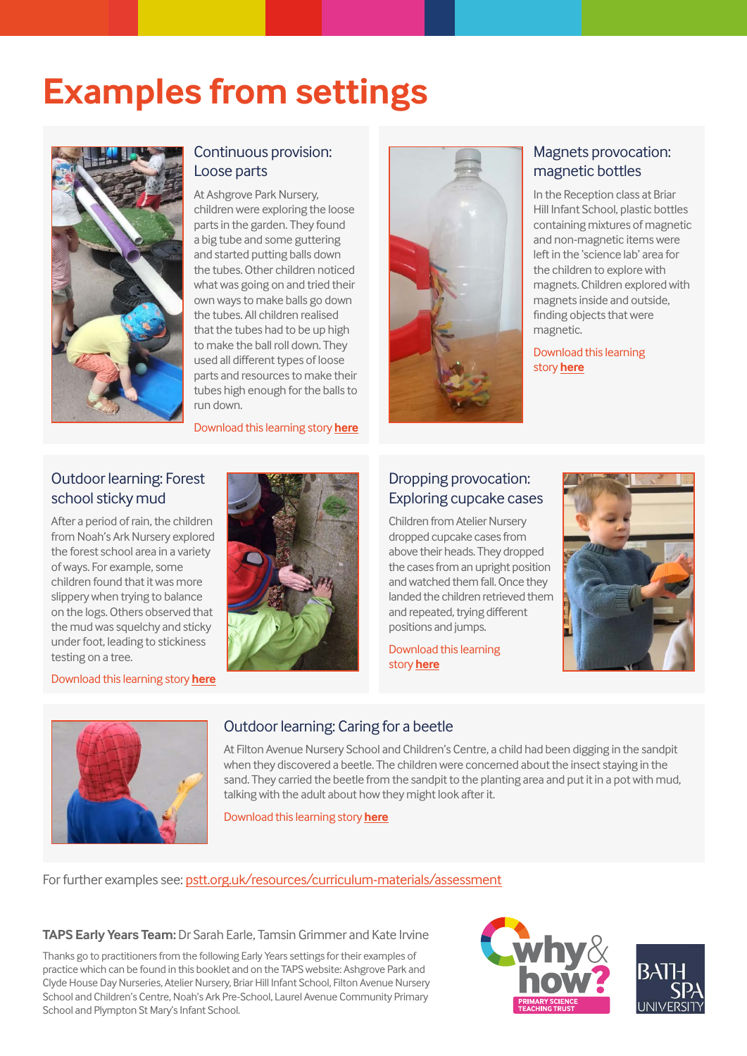# Examples from settings

### Continuous provision: Loose parts

At Ashgrove Park Nursery, children were exploring the loose parts in the garden. They found a big tube and some guttering and started putting balls down the tubes. Other children noticed what was going on and tried their own ways to make balls go down the tubes. All children realised that the tubes had to be up high to make the ball roll down. They used all different types of loose parts and resources to make their tubes high enough for the balls to run down.

Download this learning story **here**

### Magnets provocation: magnetic bottles

In the Reception class at Briar Hill Infant School, plastic bottles containing mixtures of magnetic and non-magnetic items were left in the 'science lab' area for the children to explore with magnets. Children explored with magnets inside and outside, finding objects that were magnetic.

Download this learning story **here**

### Outdoor learning: Forest school sticky mud

After a period of rain, the children from Noah's Ark Nursery explored the forest school area in a variety of ways. For example, some children found that it was more slippery when trying to balance on the logs. Others observed that the mud was squelchy and sticky under foot, leading to stickiness testing on a tree.

Download this learning story **here**

### Dropping provocation: Exploring cupcake cases

Children from Atelier Nursery dropped cupcake cases from above their heads. They dropped the cases from an upright position and watched them fall. Once they landed the children retrieved them and repeated, trying different positions and jumps.

Download this learning story **here**

### Outdoor learning: Caring for a beetle

At Filton Avenue Nursery School and Children's Centre, a child had been digging in the sandpit when they discovered a beetle. The children were concerned about the insect staying in the sand. They carried the beetle from the sandpit to the planting area and put it in a pot with mud, talking with the adult about how they might look after it.

Download this learning story **here**

For further examples see: pstt.org.uk/resources/curriculum-materials/assessment

**TAPS Early Years Team:** Dr Sarah Earle, Tamsin Grimmer and Kate Irvine

Thanks go to practitioners from the following Early Years settings for their examples of practice which can be found in this booklet and on the TAPS website: Ashgrove Park and Clyde House Day Nurseries, Atelier Nursery, Briar Hill Infant School, Filton Avenue Nursery School and Children's Centre, Noah's Ark Pre-School, Laurel Avenue Community Primary School and Plympton St Mary's Infant School.